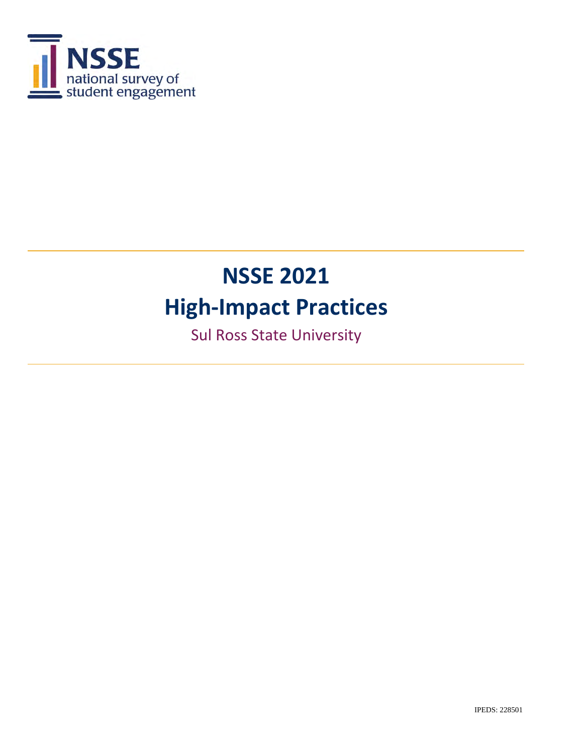NSSE
national survey of
student engagement

# NSSE 2021
# High-Impact Practices

Sul Ross State University

IPEDS: 228501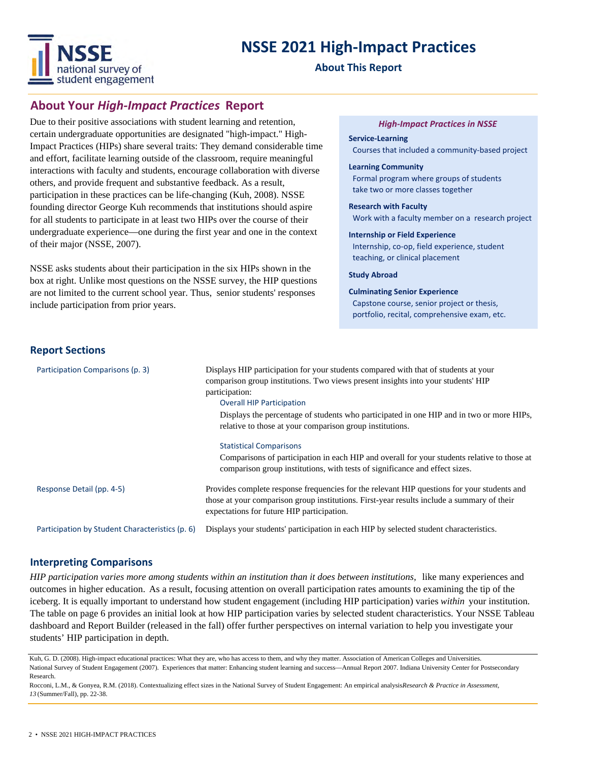# NSSE 2021 High-Impact Practices

**About This Report**

## About Your *High-Impact Practices* Report

Due to their positive associations with student learning and retention, certain undergraduate opportunities are designated "high-impact." High-Impact Practices (HIPs) share several traits: They demand considerable time and effort, facilitate learning outside of the classroom, require meaningful interactions with faculty and students, encourage collaboration with diverse others, and provide frequent and substantive feedback. As a result, participation in these practices can be life-changing (Kuh, 2008). NSSE founding director George Kuh recommends that institutions should aspire for all students to participate in at least two HIPs over the course of their undergraduate experience—one during the first year and one in the context of their major (NSSE, 2007).

NSSE asks students about their participation in the six HIPs shown in the box at right. Unlike most questions on the NSSE survey, the HIP questions are not limited to the current school year. Thus, senior students' responses include participation from prior years.

### *High-Impact Practices in NSSE*

**Service-Learning**
Courses that included a community-based project

**Learning Community**
Formal program where groups of students take two or more classes together

**Research with Faculty**
Work with a faculty member on a research project

**Internship or Field Experience**
Internship, co-op, field experience, student teaching, or clinical placement

**Study Abroad**

**Culminating Senior Experience**
Capstone course, senior project or thesis, portfolio, recital, comprehensive exam, etc.

## Report Sections

**Participation Comparisons (p. 3)**
Displays HIP participation for your students compared with that of students at your comparison group institutions. Two views present insights into your students' HIP participation:

- Overall HIP Participation
  Displays the percentage of students who participated in one HIP and in two or more HIPs, relative to those at your comparison group institutions.
- Statistical Comparisons
  Comparisons of participation in each HIP and overall for your students relative to those at comparison group institutions, with tests of significance and effect sizes.

**Response Detail (pp. 4-5)**
Provides complete response frequencies for the relevant HIP questions for your students and those at your comparison group institutions. First-year results include a summary of their expectations for future HIP participation.

**Participation by Student Characteristics (p. 6)**
Displays your students' participation in each HIP by selected student characteristics.

## Interpreting Comparisons

*HIP participation varies more among students within an institution than it does between institutions,* like many experiences and outcomes in higher education. As a result, focusing attention on overall participation rates amounts to examining the tip of the iceberg. It is equally important to understand how student engagement (including HIP participation) varies *within* your institution. The table on page 6 provides an initial look at how HIP participation varies by selected student characteristics. Your NSSE Tableau dashboard and Report Builder (released in the fall) offer further perspectives on internal variation to help you investigate your students' HIP participation in depth.

---

Kuh, G. D. (2008). High-impact educational practices: What they are, who has access to them, and why they matter. Association of American Colleges and Universities.

National Survey of Student Engagement (2007). Experiences that matter: Enhancing student learning and success—Annual Report 2007. Indiana University Center for Postsecondary Research.

Rocconi, L.M., & Gonyea, R.M. (2018). Contextualizing effect sizes in the National Survey of Student Engagement: An empirical analysis *Research & Practice in Assessment, 13* (Summer/Fall), pp. 22-38.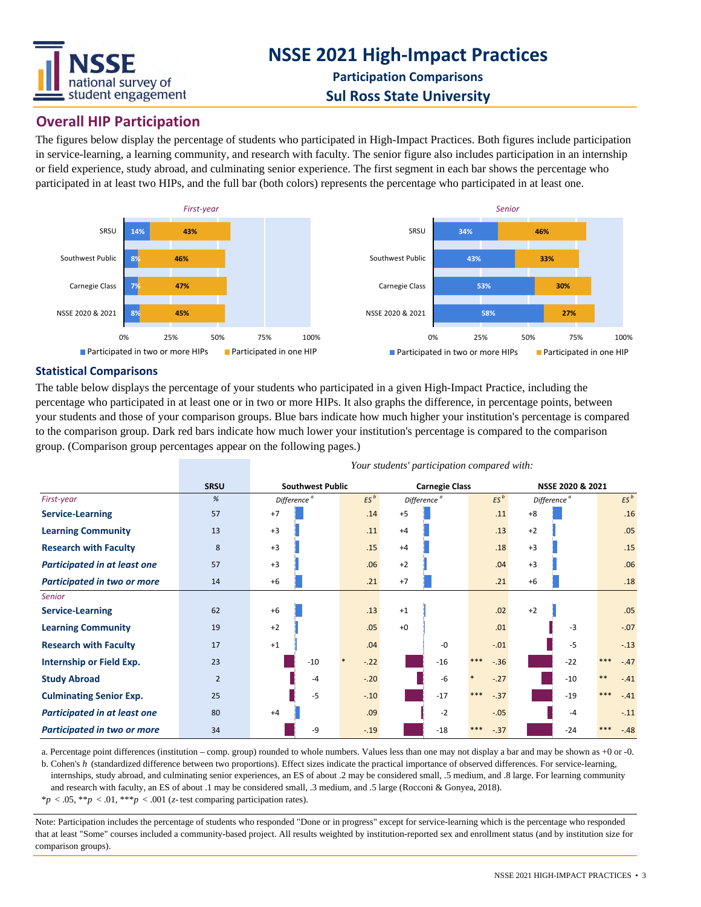# NSSE 2021 High-Impact Practices

## Participation Comparisons

## Sul Ross State University

## Overall HIP Participation

The figures below display the percentage of students who participated in High-Impact Practices. Both figures include participation in service-learning, a learning community, and research with faculty. The senior figure also includes participation in an internship or field experience, study abroad, and culminating senior experience. The first segment in each bar shows the percentage who participated in at least two HIPs, and the full bar (both colors) represents the percentage who participated in at least one.

*First-year*

| | Participated in two or more HIPs | Participated in one HIP |
|---|---|---|
| SRSU | 14% | 43% |
| Southwest Public | 8% | 46% |
| Carnegie Class | 7% | 47% |
| NSSE 2020 & 2021 | 8% | 45% |

*Senior*

| | Participated in two or more HIPs | Participated in one HIP |
|---|---|---|
| SRSU | 34% | 46% |
| Southwest Public | 43% | 33% |
| Carnegie Class | 53% | 30% |
| NSSE 2020 & 2021 | 58% | 27% |

### Statistical Comparisons

The table below displays the percentage of your students who participated in a given High-Impact Practice, including the percentage who participated in at least one or in two or more HIPs. It also graphs the difference, in percentage points, between your students and those of your comparison groups. Blue bars indicate how much higher your institution's percentage is compared to the comparison group. Dark red bars indicate how much lower your institution's percentage is compared to the comparison group. (Comparison group percentages appear on the following pages.)

*Your students' participation compared with:*

| | SRSU | Southwest Public | | | Carnegie Class | | | NSSE 2020 & 2021 | | |
|---|---|---|---|---|---|---|---|---|---|---|
| *First-year* | % | Difference [a] | | ES [b] | Difference [a] | | ES [b] | Difference [a] | | ES [b] |
| **Service-Learning** | 57 | +7 | | .14 | +5 | | .11 | +8 | | .16 |
| **Learning Community** | 13 | +3 | | .11 | +4 | | .13 | +2 | | .05 |
| **Research with Faculty** | 8 | +3 | | .15 | +4 | | .18 | +3 | | .15 |
| ***Participated in at least one*** | 57 | +3 | | .06 | +2 | | .04 | +3 | | .06 |
| ***Participated in two or more*** | 14 | +6 | | .21 | +7 | | .21 | +6 | | .18 |
| *Senior* | | | | | | | | | | |
| **Service-Learning** | 62 | +6 | | .13 | +1 | | .02 | +2 | | .05 |
| **Learning Community** | 19 | +2 | | .05 | +0 | | .01 | -3 | | -.07 |
| **Research with Faculty** | 17 | +1 | | .04 | -0 | | -.01 | -5 | | -.13 |
| **Internship or Field Exp.** | 23 | -10 | * | -.22 | -16 | *** | -.36 | -22 | *** | -.47 |
| **Study Abroad** | 2 | -4 | | -.20 | -6 | * | -.27 | -10 | ** | -.41 |
| **Culminating Senior Exp.** | 25 | -5 | | -.10 | -17 | *** | -.37 | -19 | *** | -.41 |
| ***Participated in at least one*** | 80 | +4 | | .09 | -2 | | -.05 | -4 | | -.11 |
| ***Participated in two or more*** | 34 | -9 | | -.19 | -18 | *** | -.37 | -24 | *** | -.48 |

a. Percentage point differences (institution – comp. group) rounded to whole numbers. Values less than one may not display a bar and may be shown as +0 or -0.

b. Cohen's *h* (standardized difference between two proportions). Effect sizes indicate the practical importance of observed differences. For service-learning, internships, study abroad, and culminating senior experiences, an ES of about .2 may be considered small, .5 medium, and .8 large. For learning community and research with faculty, an ES of about .1 may be considered small, .3 medium, and .5 large (Rocconi & Gonyea, 2018).

*$p < .05$, **$p < .01$, ***$p < .001$ ($z$-test comparing participation rates).

Note: Participation includes the percentage of students who responded "Done or in progress" except for service-learning which is the percentage who responded that at least "Some" courses included a community-based project. All results weighted by institution-reported sex and enrollment status (and by institution size for comparison groups).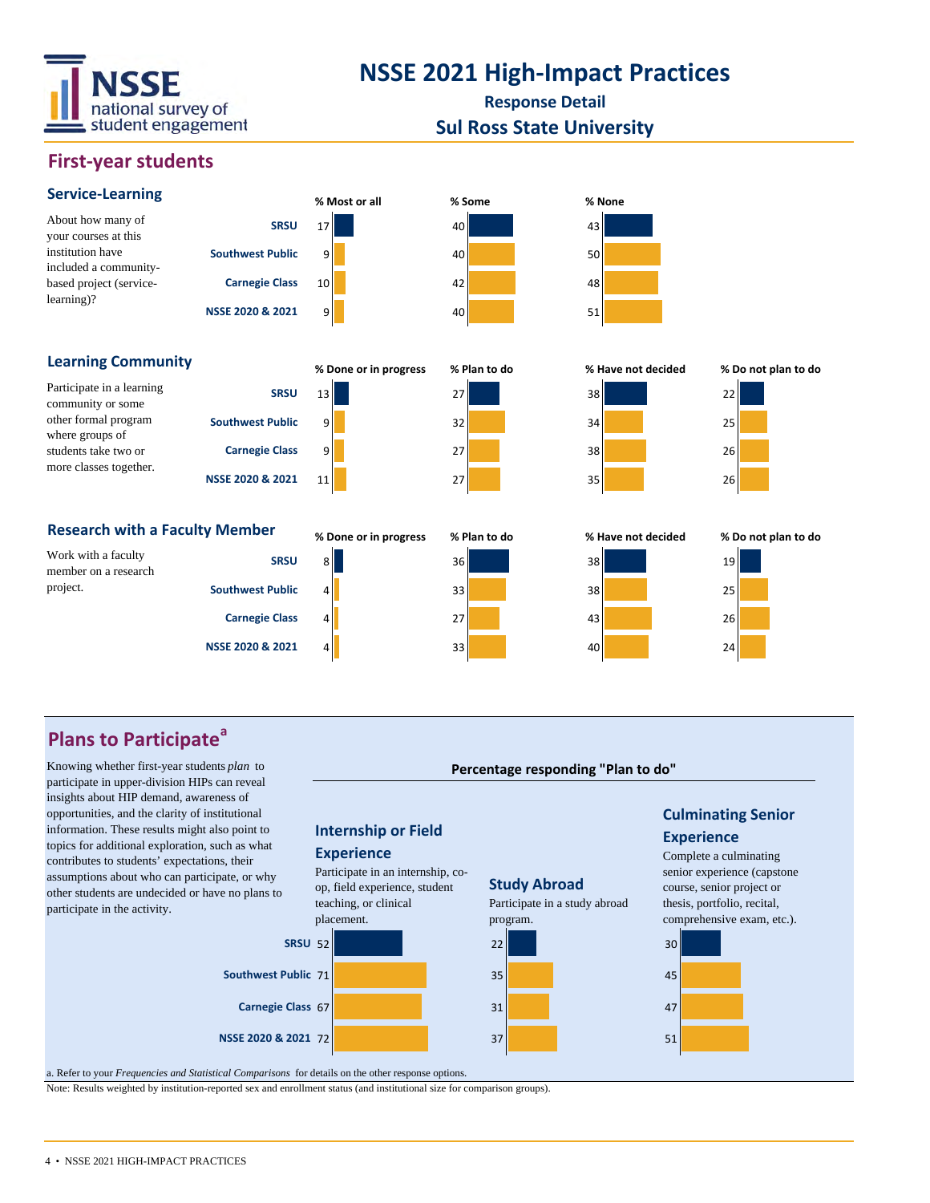# NSSE 2021 High-Impact Practices

**Response Detail**

**Sul Ross State University**

## First-year students

### Service-Learning

About how many of your courses at this institution have included a community-based project (service-learning)?

| | % Most or all | % Some | % None |
|---|---|---|---|
| SRSU | 17 | 40 | 43 |
| Southwest Public | 9 | 40 | 50 |
| Carnegie Class | 10 | 42 | 48 |
| NSSE 2020 & 2021 | 9 | 40 | 51 |

### Learning Community

Participate in a learning community or some other formal program where groups of students take two or more classes together.

| | % Done or in progress | % Plan to do | % Have not decided | % Do not plan to do |
|---|---|---|---|---|
| SRSU | 13 | 27 | 38 | 22 |
| Southwest Public | 9 | 32 | 34 | 25 |
| Carnegie Class | 9 | 27 | 38 | 26 |
| NSSE 2020 & 2021 | 11 | 27 | 35 | 26 |

### Research with a Faculty Member

Work with a faculty member on a research project.

| | % Done or in progress | % Plan to do | % Have not decided | % Do not plan to do |
|---|---|---|---|---|
| SRSU | 8 | 36 | 38 | 19 |
| Southwest Public | 4 | 33 | 38 | 25 |
| Carnegie Class | 4 | 27 | 43 | 26 |
| NSSE 2020 & 2021 | 4 | 33 | 40 | 24 |

## Plans to Participate[a]

Knowing whether first-year students *plan* to participate in upper-division HIPs can reveal insights about HIP demand, awareness of opportunities, and the clarity of institutional information. These results might also point to topics for additional exploration, such as what contributes to students' expectations, their assumptions about who can participate, or why other students are undecided or have no plans to participate in the activity.

**Percentage responding "Plan to do"**

**Internship or Field Experience**: Participate in an internship, co-op, field experience, student teaching, or clinical placement.

**Study Abroad**: Participate in a study abroad program.

**Culminating Senior Experience**: Complete a culminating senior experience (capstone course, senior project or thesis, portfolio, recital, comprehensive exam, etc.).

| | Internship or Field Experience | Study Abroad | Culminating Senior Experience |
|---|---|---|---|
| SRSU | 52 | 22 | 30 |
| Southwest Public | 71 | 35 | 45 |
| Carnegie Class | 67 | 31 | 47 |
| NSSE 2020 & 2021 | 72 | 37 | 51 |

a. Refer to your *Frequencies and Statistical Comparisons* for details on the other response options.

Note: Results weighted by institution-reported sex and enrollment status (and institutional size for comparison groups).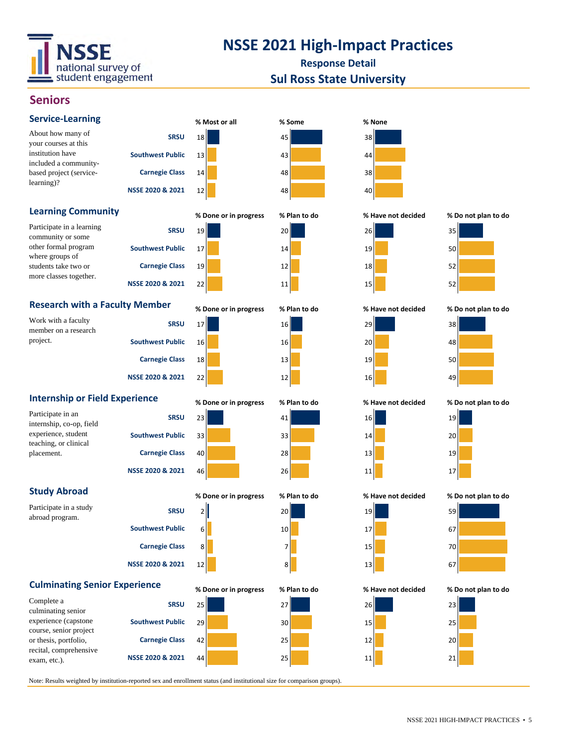# NSSE 2021 High-Impact Practices

**Response Detail**

**Sul Ross State University**

## Seniors

### Service-Learning

About how many of your courses at this institution have included a community-based project (service-learning)?

| | % Most or all | % Some | % None |
|---|---|---|---|
| SRSU | 18 | 45 | 38 |
| Southwest Public | 13 | 43 | 44 |
| Carnegie Class | 14 | 48 | 38 |
| NSSE 2020 & 2021 | 12 | 48 | 40 |

### Learning Community

Participate in a learning community or some other formal program where groups of students take two or more classes together.

| | % Done or in progress | % Plan to do | % Have not decided | % Do not plan to do |
|---|---|---|---|---|
| SRSU | 19 | 20 | 26 | 35 |
| Southwest Public | 17 | 14 | 19 | 50 |
| Carnegie Class | 19 | 12 | 18 | 52 |
| NSSE 2020 & 2021 | 22 | 11 | 15 | 52 |

### Research with a Faculty Member

Work with a faculty member on a research project.

| | % Done or in progress | % Plan to do | % Have not decided | % Do not plan to do |
|---|---|---|---|---|
| SRSU | 17 | 16 | 29 | 38 |
| Southwest Public | 16 | 16 | 20 | 48 |
| Carnegie Class | 18 | 13 | 19 | 50 |
| NSSE 2020 & 2021 | 22 | 12 | 16 | 49 |

### Internship or Field Experience

Participate in an internship, co-op, field experience, student teaching, or clinical placement.

| | % Done or in progress | % Plan to do | % Have not decided | % Do not plan to do |
|---|---|---|---|---|
| SRSU | 23 | 41 | 16 | 19 |
| Southwest Public | 33 | 33 | 14 | 20 |
| Carnegie Class | 40 | 28 | 13 | 19 |
| NSSE 2020 & 2021 | 46 | 26 | 11 | 17 |

### Study Abroad

Participate in a study abroad program.

| | % Done or in progress | % Plan to do | % Have not decided | % Do not plan to do |
|---|---|---|---|---|
| SRSU | 2 | 20 | 19 | 59 |
| Southwest Public | 6 | 10 | 17 | 67 |
| Carnegie Class | 8 | 7 | 15 | 70 |
| NSSE 2020 & 2021 | 12 | 8 | 13 | 67 |

### Culminating Senior Experience

Complete a culminating senior experience (capstone course, senior project or thesis, portfolio, recital, comprehensive exam, etc.).

| | % Done or in progress | % Plan to do | % Have not decided | % Do not plan to do |
|---|---|---|---|---|
| SRSU | 25 | 27 | 26 | 23 |
| Southwest Public | 29 | 30 | 15 | 25 |
| Carnegie Class | 42 | 25 | 12 | 20 |
| NSSE 2020 & 2021 | 44 | 25 | 11 | 21 |

Note: Results weighted by institution-reported sex and enrollment status (and institutional size for comparison groups).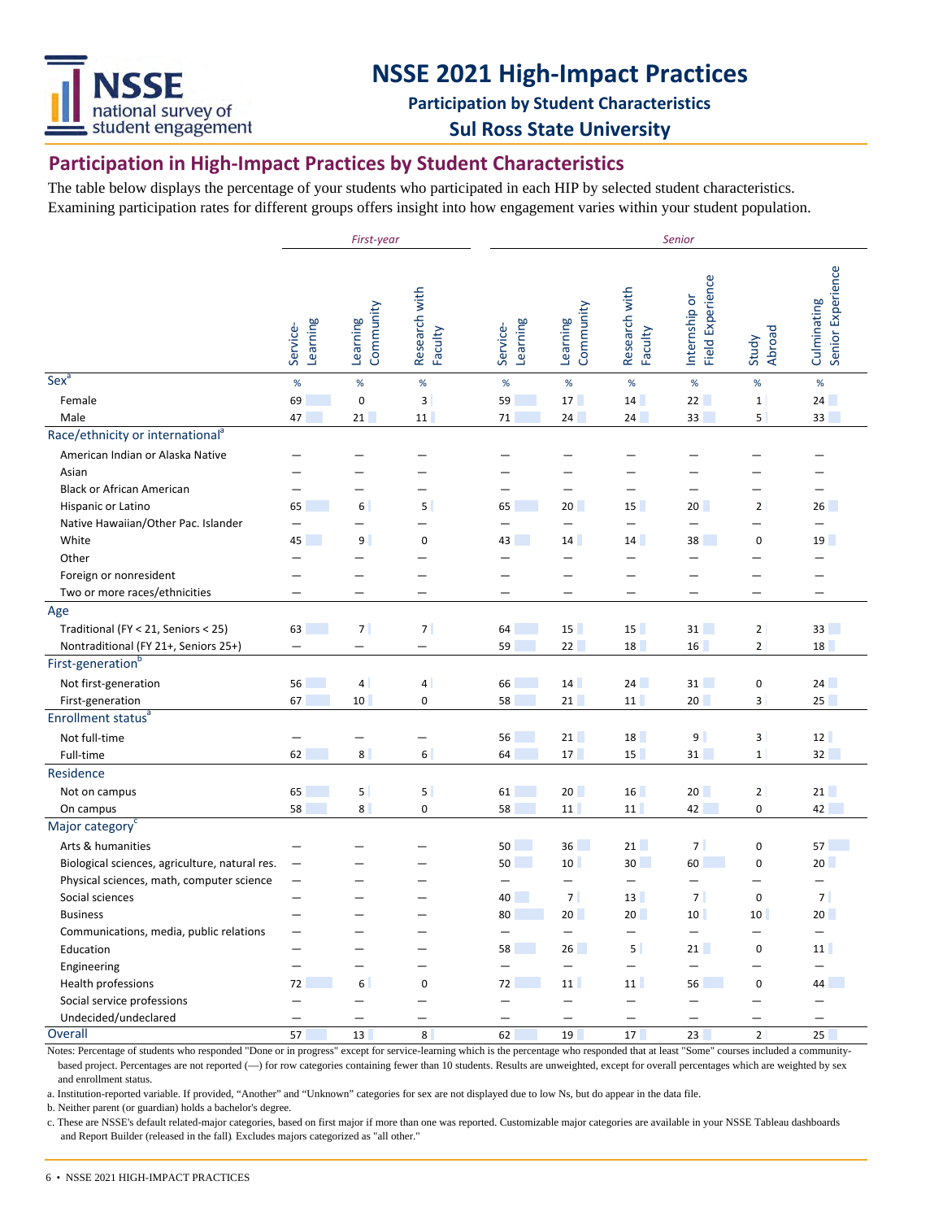# NSSE 2021 High-Impact Practices

**Participation by Student Characteristics**

**Sul Ross State University**

## Participation in High-Impact Practices by Student Characteristics

The table below displays the percentage of your students who participated in each HIP by selected student characteristics. Examining participation rates for different groups offers insight into how engagement varies within your student population.

| | First-year | | | Senior | | | | | |
|---|---|---|---|---|---|---|---|---|---|
| | Service-Learning | Learning Community | Research with Faculty | Service-Learning | Learning Community | Research with Faculty | Internship or Field Experience | Study Abroad | Culminating Senior Experience |
| **Sex[a]** | % | % | % | % | % | % | % | % | % |
| Female | 69 | 0 | 3 | 59 | 17 | 14 | 22 | 1 | 24 |
| Male | 47 | 21 | 11 | 71 | 24 | 24 | 33 | 5 | 33 |
| **Race/ethnicity or international[a]** | | | | | | | | | |
| American Indian or Alaska Native | — | — | — | — | — | — | — | — | — |
| Asian | — | — | — | — | — | — | — | — | — |
| Black or African American | — | — | — | — | — | — | — | — | — |
| Hispanic or Latino | 65 | 6 | 5 | 65 | 20 | 15 | 20 | 2 | 26 |
| Native Hawaiian/Other Pac. Islander | — | — | — | — | — | — | — | — | — |
| White | 45 | 9 | 0 | 43 | 14 | 14 | 38 | 0 | 19 |
| Other | — | — | — | — | — | — | — | — | — |
| Foreign or nonresident | — | — | — | — | — | — | — | — | — |
| Two or more races/ethnicities | — | — | — | — | — | — | — | — | — |
| **Age** | | | | | | | | | |
| Traditional (FY < 21, Seniors < 25) | 63 | 7 | 7 | 64 | 15 | 15 | 31 | 2 | 33 |
| Nontraditional (FY 21+, Seniors 25+) | — | — | — | 59 | 22 | 18 | 16 | 2 | 18 |
| **First-generation[b]** | | | | | | | | | |
| Not first-generation | 56 | 4 | 4 | 66 | 14 | 24 | 31 | 0 | 24 |
| First-generation | 67 | 10 | 0 | 58 | 21 | 11 | 20 | 3 | 25 |
| **Enrollment status[a]** | | | | | | | | | |
| Not full-time | — | — | — | 56 | 21 | 18 | 9 | 3 | 12 |
| Full-time | 62 | 8 | 6 | 64 | 17 | 15 | 31 | 1 | 32 |
| **Residence** | | | | | | | | | |
| Not on campus | 65 | 5 | 5 | 61 | 20 | 16 | 20 | 2 | 21 |
| On campus | 58 | 8 | 0 | 58 | 11 | 11 | 42 | 0 | 42 |
| **Major category[c]** | | | | | | | | | |
| Arts & humanities | — | — | — | 50 | 36 | 21 | 7 | 0 | 57 |
| Biological sciences, agriculture, natural res. | — | — | — | 50 | 10 | 30 | 60 | 0 | 20 |
| Physical sciences, math, computer science | — | — | — | — | — | — | — | — | — |
| Social sciences | — | — | — | 40 | 7 | 13 | 7 | 0 | 7 |
| Business | — | — | — | 80 | 20 | 20 | 10 | 10 | 20 |
| Communications, media, public relations | — | — | — | — | — | — | — | — | — |
| Education | — | — | — | 58 | 26 | 5 | 21 | 0 | 11 |
| Engineering | — | — | — | — | — | — | — | — | — |
| Health professions | 72 | 6 | 0 | 72 | 11 | 11 | 56 | 0 | 44 |
| Social service professions | — | — | — | — | — | — | — | — | — |
| Undecided/undeclared | — | — | — | — | — | — | — | — | — |
| **Overall** | 57 | 13 | 8 | 62 | 19 | 17 | 23 | 2 | 25 |

Notes: Percentage of students who responded "Done or in progress" except for service-learning which is the percentage who responded that at least "Some" courses included a community-based project. Percentages are not reported (—) for row categories containing fewer than 10 students. Results are unweighted, except for overall percentages which are weighted by sex and enrollment status.

a. Institution-reported variable. If provided, "Another" and "Unknown" categories for sex are not displayed due to low Ns, but do appear in the data file.

b. Neither parent (or guardian) holds a bachelor's degree.

c. These are NSSE's default related-major categories, based on first major if more than one was reported. Customizable major categories are available in your NSSE Tableau dashboards and Report Builder (released in the fall). Excludes majors categorized as "all other."